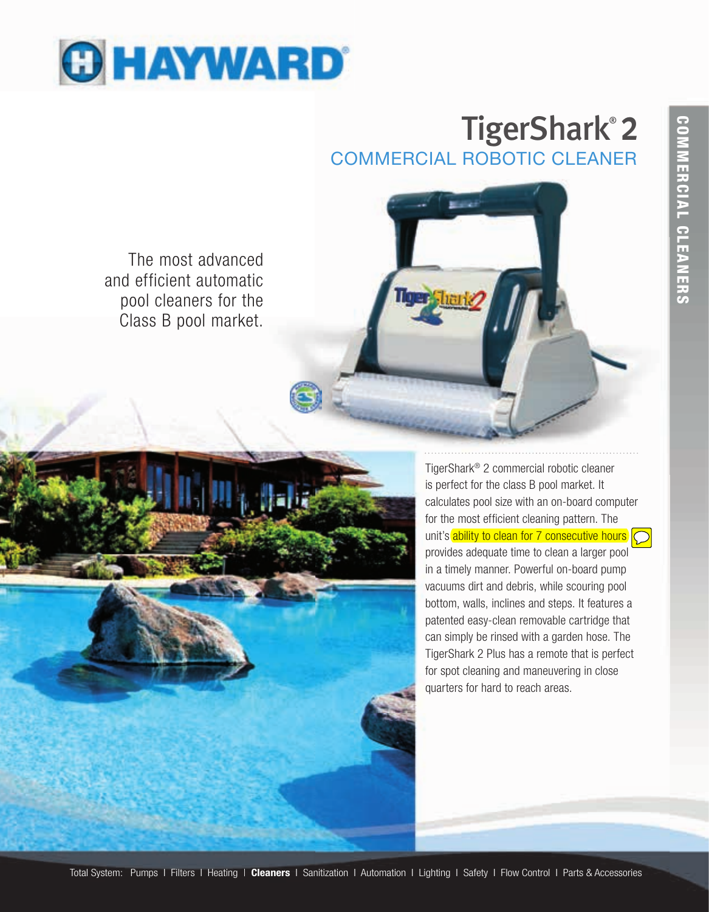# HAYWARD

## TigerShark® 2

### COMMERCIAL ROBOTIC CLEANER

The most advanced and efficient automatic pool cleaners for the Class B pool market.

TigerShark® 2 commercial robotic cleaner is perfect for the class B pool market. It calculates pool size with an on-board computer for the most efficient cleaning pattern. The unit's ability to clean for 7 consecutive hours provides adequate time to clean a larger pool in a timely manner. Powerful on-board pump vacuums dirt and debris, while scouring pool bottom, walls, inclines and steps. It features a patented easy-clean removable cartridge that can simply be rinsed with a garden hose. The TigerShark 2 Plus has a remote that is perfect for spot cleaning and maneuvering in close quarters for hard to reach areas.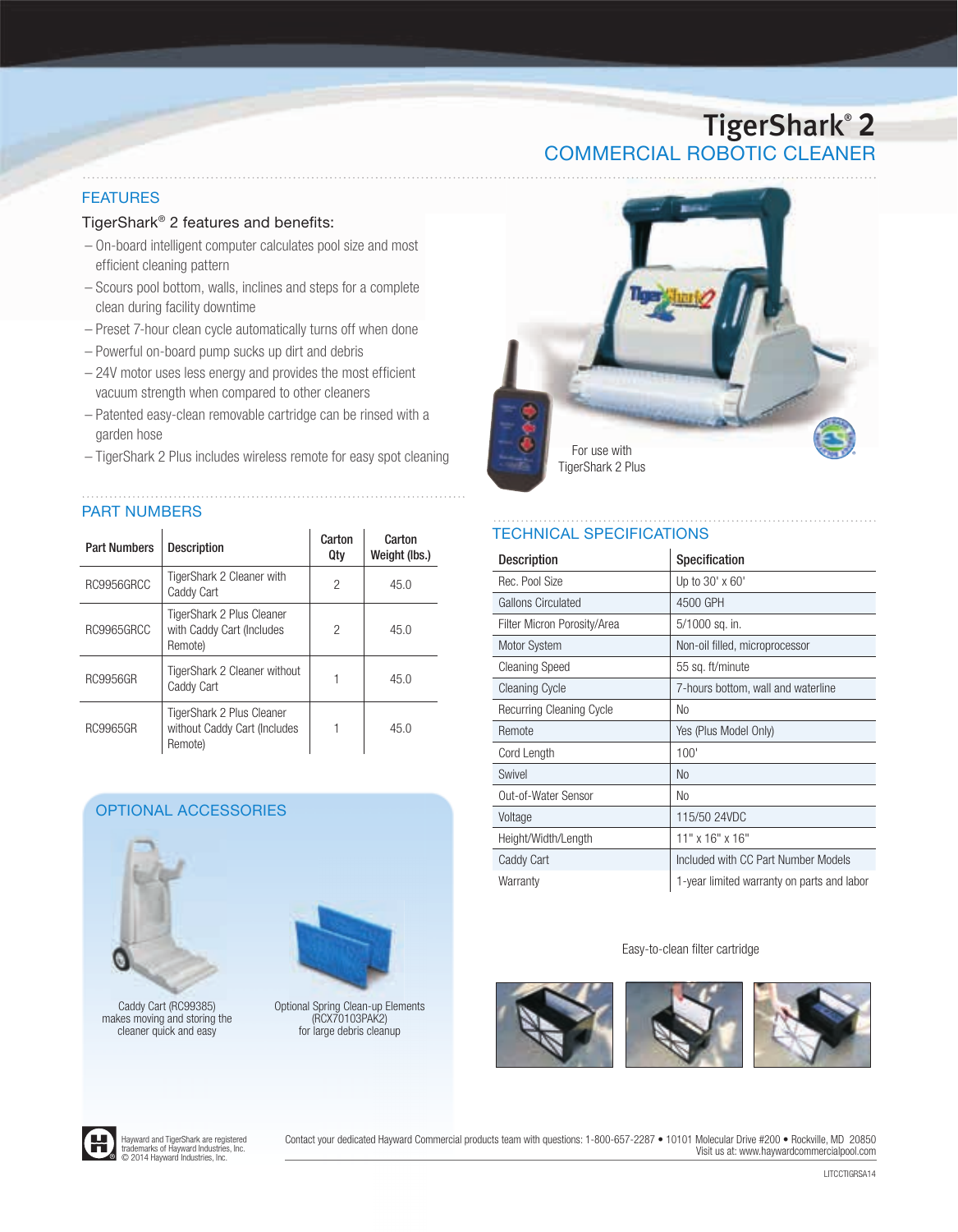# TigerShark® 2

## COMMERCIAL ROBOTIC CLEANER

## FEATURES

TigerShark® 2 features and benefits:

- On-board intelligent computer calculates pool size and most efficient cleaning pattern
- Scours pool bottom, walls, inclines and steps for a complete clean during facility downtime
- Preset 7-hour clean cycle automatically turns off when done
- Powerful on-board pump sucks up dirt and debris
- 24V motor uses less energy and provides the most efficient vacuum strength when compared to other cleaners
- Patented easy-clean removable cartridge can be rinsed with a garden hose
- TigerShark 2 Plus includes wireless remote for easy spot cleaning

For use with TigerShark 2 Plus

## PART NUMBERS

| Part Numbers | Description | Carton Qty | Carton Weight (lbs.) |
|---|---|---|---|
| RC9956GRCC | TigerShark 2 Cleaner with Caddy Cart | 2 | 45.0 |
| RC9965GRCC | TigerShark 2 Plus Cleaner with Caddy Cart (Includes Remote) | 2 | 45.0 |
| RC9956GR | TigerShark 2 Cleaner without Caddy Cart | 1 | 45.0 |
| RC9965GR | TigerShark 2 Plus Cleaner without Caddy Cart (Includes Remote) | 1 | 45.0 |

## TECHNICAL SPECIFICATIONS

| Description | Specification |
|---|---|
| Rec. Pool Size | Up to 30' x 60' |
| Gallons Circulated | 4500 GPH |
| Filter Micron Porosity/Area | 5/1000 sq. in. |
| Motor System | Non-oil filled, microprocessor |
| Cleaning Speed | 55 sq. ft/minute |
| Cleaning Cycle | 7-hours bottom, wall and waterline |
| Recurring Cleaning Cycle | No |
| Remote | Yes (Plus Model Only) |
| Cord Length | 100' |
| Swivel | No |
| Out-of-Water Sensor | No |
| Voltage | 115/50 24VDC |
| Height/Width/Length | 11" x 16" x 16" |
| Caddy Cart | Included with CC Part Number Models |
| Warranty | 1-year limited warranty on parts and labor |

## OPTIONAL ACCESSORIES

Caddy Cart (RC99385) makes moving and storing the cleaner quick and easy

Optional Spring Clean-up Elements (RCX70103PAK2) for large debris cleanup

Easy-to-clean filter cartridge

Hayward and TigerShark are registered trademarks of Hayward Industries, Inc.
© 2014 Hayward Industries, Inc.

Contact your dedicated Hayward Commercial products team with questions: 1-800-657-2287 • 10101 Molecular Drive #200 • Rockville, MD 20850
Visit us at: www.haywardcommercialpool.com

LITCCTIGRSA14